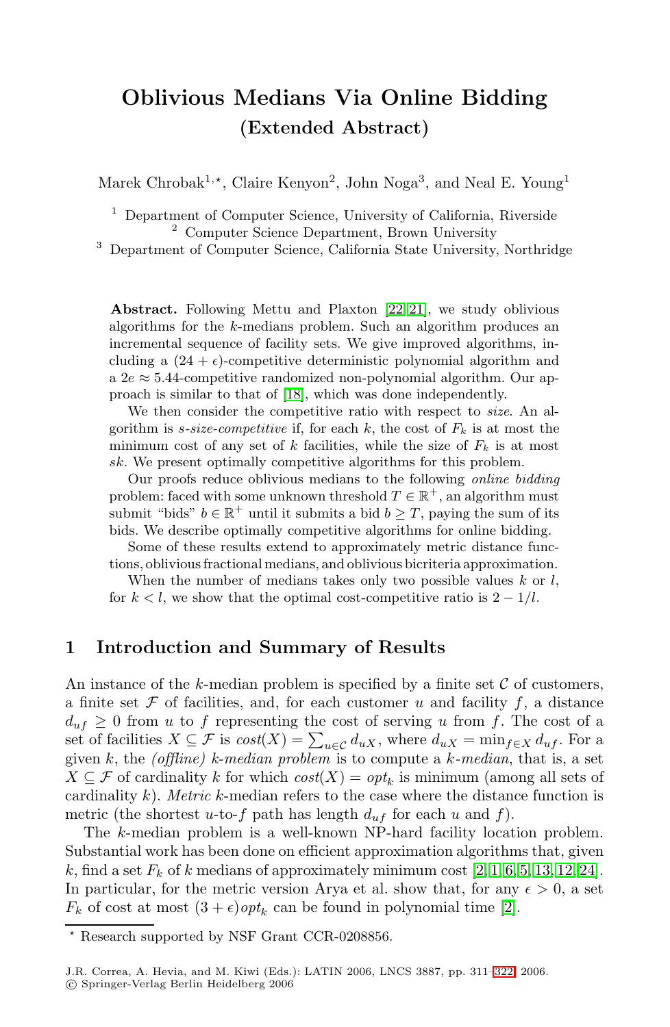# Oblivious Medians Via Online Bidding

## (Extended Abstract)

Marek Chrobak[1,⋆], Claire Kenyon[2], John Noga[3], and Neal E. Young[1]

[1] Department of Computer Science, University of California, Riverside
[2] Computer Science Department, Brown University
[3] Department of Computer Science, California State University, Northridge

**Abstract.** Following Mettu and Plaxton [22,21], we study oblivious algorithms for the $k$-medians problem. Such an algorithm produces an incremental sequence of facility sets. We give improved algorithms, including a $(24+\epsilon)$-competitive deterministic polynomial algorithm and a $2e \approx 5.44$-competitive randomized non-polynomial algorithm. Our approach is similar to that of [18], which was done independently.

We then consider the competitive ratio with respect to *size*. An algorithm is *s-size-competitive* if, for each $k$, the cost of $F_k$ is at most the minimum cost of any set of $k$ facilities, while the size of $F_k$ is at most $sk$. We present optimally competitive algorithms for this problem.

Our proofs reduce oblivious medians to the following *online bidding* problem: faced with some unknown threshold $T \in \mathbb{R}^+$, an algorithm must submit "bids" $b \in \mathbb{R}^+$ until it submits a bid $b \geq T$, paying the sum of its bids. We describe optimally competitive algorithms for online bidding.

Some of these results extend to approximately metric distance functions, oblivious fractional medians, and oblivious bicriteria approximation.

When the number of medians takes only two possible values $k$ or $l$, for $k < l$, we show that the optimal cost-competitive ratio is $2 - 1/l$.

## 1 Introduction and Summary of Results

An instance of the $k$-median problem is specified by a finite set $\mathcal{C}$ of customers, a finite set $\mathcal{F}$ of facilities, and, for each customer $u$ and facility $f$, a distance $d_{uf} \geq 0$ from $u$ to $f$ representing the cost of serving $u$ from $f$. The cost of a set of facilities $X \subseteq \mathcal{F}$ is $cost(X) = \sum_{u \in \mathcal{C}} d_{uX}$, where $d_{uX} = \min_{f \in X} d_{uf}$. For a given $k$, the *(offline) k-median problem* is to compute a *k-median*, that is, a set $X \subseteq \mathcal{F}$ of cardinality $k$ for which $cost(X) = opt_k$ is minimum (among all sets of cardinality $k$). *Metric* $k$-median refers to the case where the distance function is metric (the shortest $u$-to-$f$ path has length $d_{uf}$ for each $u$ and $f$).

The $k$-median problem is a well-known NP-hard facility location problem. Substantial work has been done on efficient approximation algorithms that, given $k$, find a set $F_k$ of $k$ medians of approximately minimum cost [2,1,6,5,13,12,24]. In particular, for the metric version Arya et al. show that, for any $\epsilon > 0$, a set $F_k$ of cost at most $(3+\epsilon)opt_k$ can be found in polynomial time [2].

⋆ Research supported by NSF Grant CCR-0208856.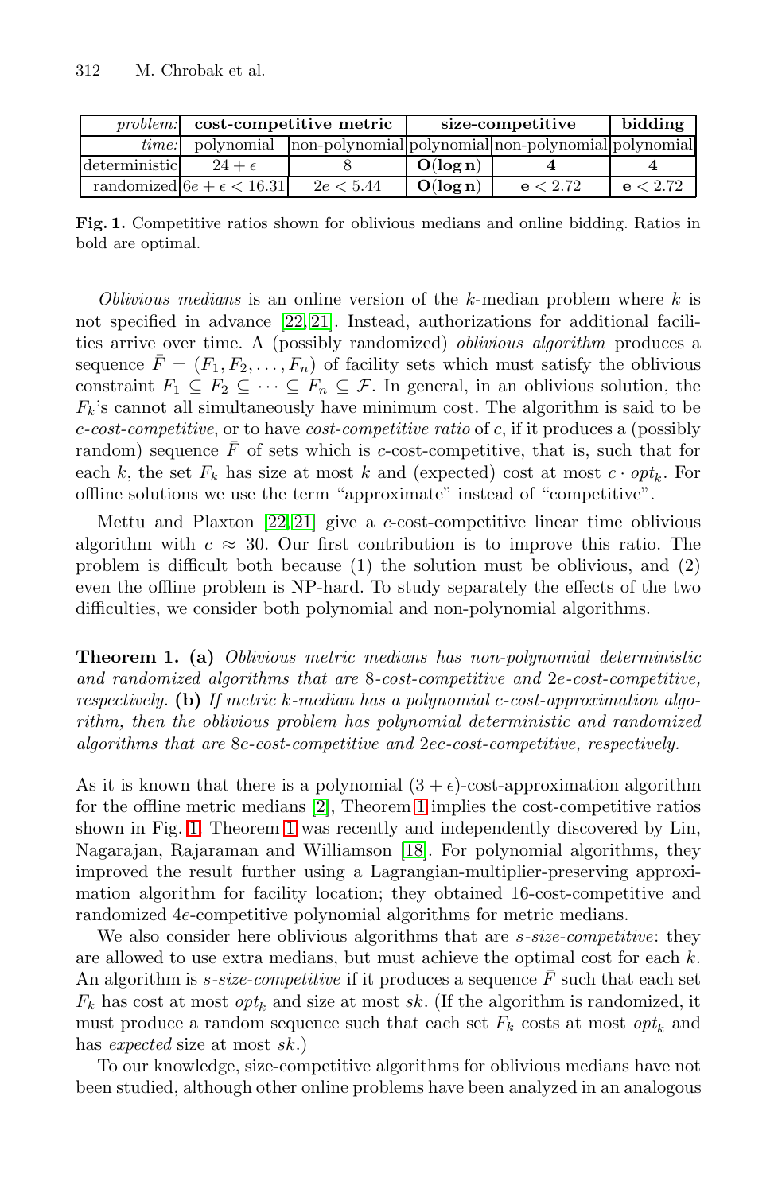| *problem:* | **cost-competitive metric** | | **size-competitive** | | **bidding** |
|---|---|---|---|---|---|
| *time:* | polynomial | non-polynomial | polynomial | non-polynomial | polynomial |
| deterministic | $24+\epsilon$ | 8 | $\mathbf{O(\log n)}$ | **4** | **4** |
| randomized | $6e+\epsilon < 16.31$ | $2e < 5.44$ | $\mathbf{O(\log n)}$ | $\mathbf{e} < 2.72$ | $\mathbf{e} < 2.72$ |

**Fig. 1.** Competitive ratios shown for oblivious medians and online bidding. Ratios in bold are optimal.

*Oblivious medians* is an online version of the $k$-median problem where $k$ is not specified in advance [22,21]. Instead, authorizations for additional facilities arrive over time. A (possibly randomized) *oblivious algorithm* produces a sequence $\bar{F} = (F_1, F_2, \ldots, F_n)$ of facility sets which must satisfy the oblivious constraint $F_1 \subseteq F_2 \subseteq \cdots \subseteq F_n \subseteq \mathcal{F}$. In general, in an oblivious solution, the $F_k$'s cannot all simultaneously have minimum cost. The algorithm is said to be *c-cost-competitive*, or to have *cost-competitive ratio* of $c$, if it produces a (possibly random) sequence $\bar{F}$ of sets which is $c$-cost-competitive, that is, such that for each $k$, the set $F_k$ has size at most $k$ and (expected) cost at most $c \cdot opt_k$. For offline solutions we use the term "approximate" instead of "competitive".

Mettu and Plaxton [22,21] give a $c$-cost-competitive linear time oblivious algorithm with $c \approx 30$. Our first contribution is to improve this ratio. The problem is difficult both because (1) the solution must be oblivious, and (2) even the offline problem is NP-hard. To study separately the effects of the two difficulties, we consider both polynomial and non-polynomial algorithms.

**Theorem 1. (a)** *Oblivious metric medians has non-polynomial deterministic and randomized algorithms that are* 8*-cost-competitive and* $2e$*-cost-competitive, respectively.* **(b)** *If metric $k$-median has a polynomial $c$-cost-approximation algorithm, then the oblivious problem has polynomial deterministic and randomized algorithms that are* $8c$*-cost-competitive and* $2ec$*-cost-competitive, respectively.*

As it is known that there is a polynomial $(3+\epsilon)$-cost-approximation algorithm for the offline metric medians [2], Theorem 1 implies the cost-competitive ratios shown in Fig. 1. Theorem 1 was recently and independently discovered by Lin, Nagarajan, Rajaraman and Williamson [18]. For polynomial algorithms, they improved the result further using a Lagrangian-multiplier-preserving approximation algorithm for facility location; they obtained 16-cost-competitive and randomized $4e$-competitive polynomial algorithms for metric medians.

We also consider here oblivious algorithms that are *s-size-competitive*: they are allowed to use extra medians, but must achieve the optimal cost for each $k$. An algorithm is *s-size-competitive* if it produces a sequence $\bar{F}$ such that each set $F_k$ has cost at most $opt_k$ and size at most $sk$. (If the algorithm is randomized, it must produce a random sequence such that each set $F_k$ costs at most $opt_k$ and has *expected* size at most $sk$.)

To our knowledge, size-competitive algorithms for oblivious medians have not been studied, although other online problems have been analyzed in an analogous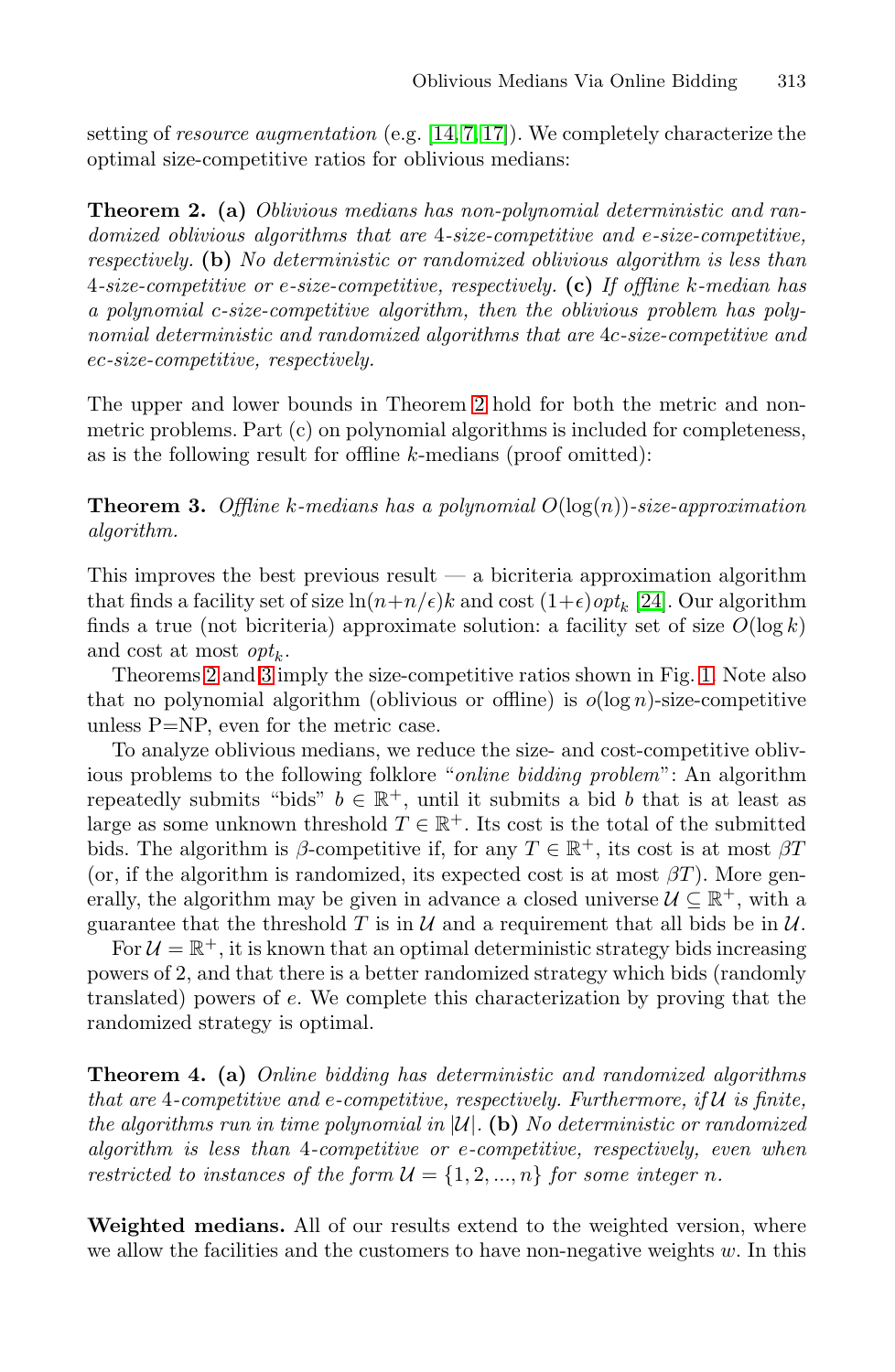setting of *resource augmentation* (e.g. [14, 7, 17]). We completely characterize the optimal size-competitive ratios for oblivious medians:

**Theorem 2. (a)** *Oblivious medians has non-polynomial deterministic and randomized oblivious algorithms that are 4-size-competitive and e-size-competitive, respectively.* **(b)** *No deterministic or randomized oblivious algorithm is less than 4-size-competitive or e-size-competitive, respectively.* **(c)** *If offline k-median has a polynomial c-size-competitive algorithm, then the oblivious problem has polynomial deterministic and randomized algorithms that are 4c-size-competitive and ec-size-competitive, respectively.*

The upper and lower bounds in Theorem 2 hold for both the metric and non-metric problems. Part (c) on polynomial algorithms is included for completeness, as is the following result for offline $k$-medians (proof omitted):

**Theorem 3.** *Offline k-medians has a polynomial $O(\log(n))$-size-approximation algorithm.*

This improves the best previous result — a bicriteria approximation algorithm that finds a facility set of size $\ln(n+n/\epsilon)k$ and cost $(1+\epsilon)opt_k$ [24]. Our algorithm finds a true (not bicriteria) approximate solution: a facility set of size $O(\log k)$ and cost at most $opt_k$.

Theorems 2 and 3 imply the size-competitive ratios shown in Fig. 1. Note also that no polynomial algorithm (oblivious or offline) is $o(\log n)$-size-competitive unless P=NP, even for the metric case.

To analyze oblivious medians, we reduce the size- and cost-competitive oblivious problems to the following folklore "*online bidding problem*": An algorithm repeatedly submits "bids" $b \in \mathbb{R}^+$, until it submits a bid $b$ that is at least as large as some unknown threshold $T \in \mathbb{R}^+$. Its cost is the total of the submitted bids. The algorithm is $\beta$-competitive if, for any $T \in \mathbb{R}^+$, its cost is at most $\beta T$ (or, if the algorithm is randomized, its expected cost is at most $\beta T$). More generally, the algorithm may be given in advance a closed universe $\mathcal{U} \subseteq \mathbb{R}^+$, with a guarantee that the threshold $T$ is in $\mathcal{U}$ and a requirement that all bids be in $\mathcal{U}$.

For $\mathcal{U} = \mathbb{R}^+$, it is known that an optimal deterministic strategy bids increasing powers of 2, and that there is a better randomized strategy which bids (randomly translated) powers of $e$. We complete this characterization by proving that the randomized strategy is optimal.

**Theorem 4. (a)** *Online bidding has deterministic and randomized algorithms that are 4-competitive and e-competitive, respectively. Furthermore, if $\mathcal{U}$ is finite, the algorithms run in time polynomial in $|\mathcal{U}|$.* **(b)** *No deterministic or randomized algorithm is less than 4-competitive or e-competitive, respectively, even when restricted to instances of the form $\mathcal{U} = \{1, 2, ..., n\}$ for some integer n.*

**Weighted medians.** All of our results extend to the weighted version, where we allow the facilities and the customers to have non-negative weights $w$. In this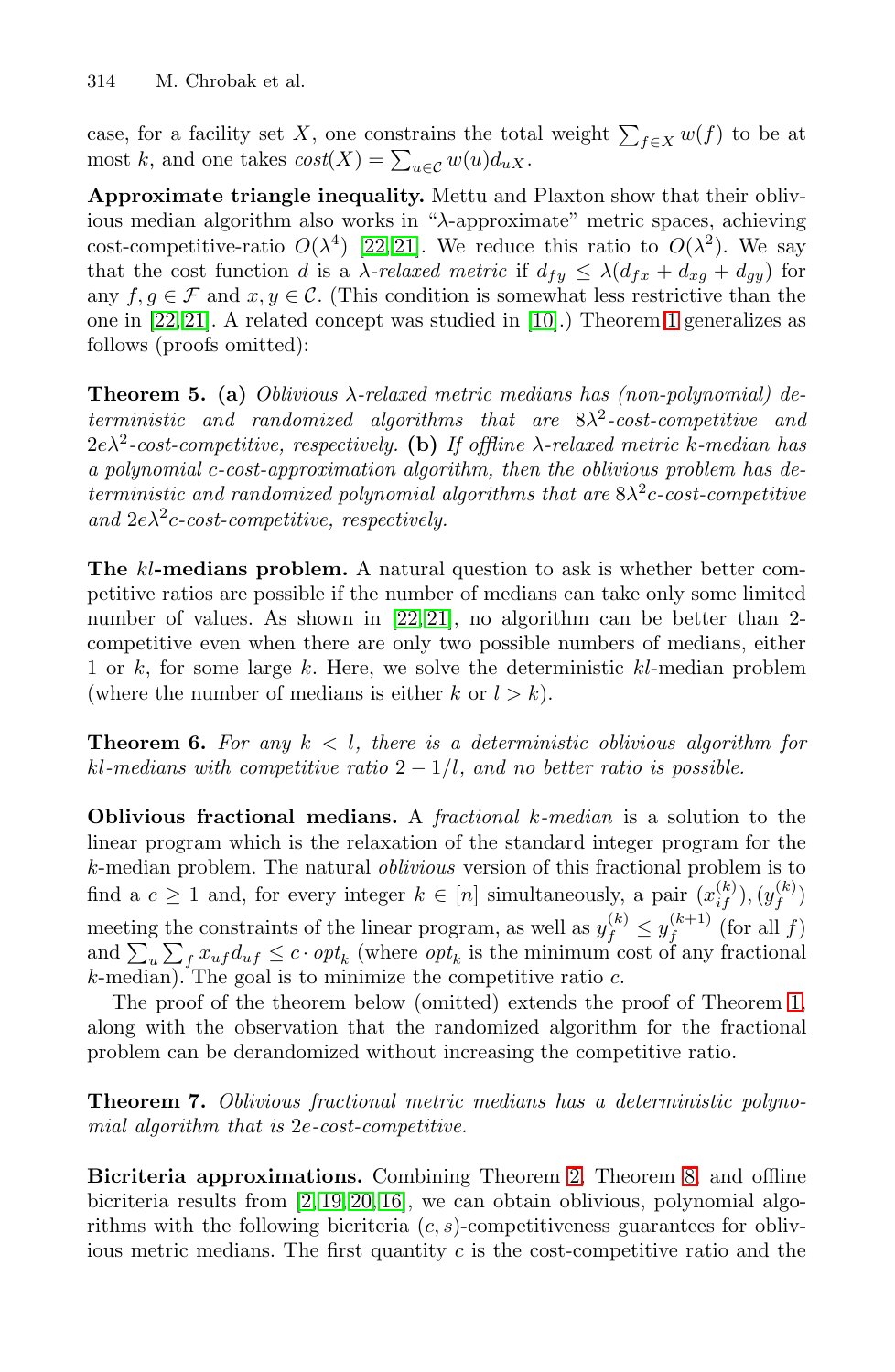case, for a facility set $X$, one constrains the total weight $\sum_{f \in X} w(f)$ to be at most $k$, and one takes $cost(X) = \sum_{u \in \mathcal{C}} w(u) d_{uX}$.

**Approximate triangle inequality.** Mettu and Plaxton show that their oblivious median algorithm also works in "$\lambda$-approximate" metric spaces, achieving cost-competitive-ratio $O(\lambda^4)$ [22,21]. We reduce this ratio to $O(\lambda^2)$. We say that the cost function $d$ is a *$\lambda$-relaxed metric* if $d_{fy} \leq \lambda(d_{fx} + d_{xg} + d_{gy})$ for any $f, g \in \mathcal{F}$ and $x, y \in \mathcal{C}$. (This condition is somewhat less restrictive than the one in [22,21]. A related concept was studied in [10].) Theorem 1 generalizes as follows (proofs omitted):

**Theorem 5. (a)** *Oblivious $\lambda$-relaxed metric medians has (non-polynomial) deterministic and randomized algorithms that are $8\lambda^2$-cost-competitive and $2e\lambda^2$-cost-competitive, respectively.* **(b)** *If offline $\lambda$-relaxed metric $k$-median has a polynomial $c$-cost-approximation algorithm, then the oblivious problem has deterministic and randomized polynomial algorithms that are $8\lambda^2 c$-cost-competitive and $2e\lambda^2 c$-cost-competitive, respectively.*

**The $kl$-medians problem.** A natural question to ask is whether better competitive ratios are possible if the number of medians can take only some limited number of values. As shown in [22,21], no algorithm can be better than 2-competitive even when there are only two possible numbers of medians, either 1 or $k$, for some large $k$. Here, we solve the deterministic $kl$-median problem (where the number of medians is either $k$ or $l > k$).

**Theorem 6.** *For any $k < l$, there is a deterministic oblivious algorithm for $kl$-medians with competitive ratio $2 - 1/l$, and no better ratio is possible.*

**Oblivious fractional medians.** A *fractional $k$-median* is a solution to the linear program which is the relaxation of the standard integer program for the $k$-median problem. The natural *oblivious* version of this fractional problem is to find a $c \geq 1$ and, for every integer $k \in [n]$ simultaneously, a pair $(x_{if}^{(k)}), (y_f^{(k)})$ meeting the constraints of the linear program, as well as $y_f^{(k)} \leq y_f^{(k+1)}$ (for all $f$) and $\sum_u \sum_f x_{uf} d_{uf} \leq c \cdot opt_k$ (where $opt_k$ is the minimum cost of any fractional $k$-median). The goal is to minimize the competitive ratio $c$.

The proof of the theorem below (omitted) extends the proof of Theorem 1, along with the observation that the randomized algorithm for the fractional problem can be derandomized without increasing the competitive ratio.

**Theorem 7.** *Oblivious fractional metric medians has a deterministic polynomial algorithm that is $2e$-cost-competitive.*

**Bicriteria approximations.** Combining Theorem 2, Theorem 8, and offline bicriteria results from [2,19,20,16], we can obtain oblivious, polynomial algorithms with the following bicriteria $(c, s)$-competitiveness guarantees for oblivious metric medians. The first quantity $c$ is the cost-competitive ratio and the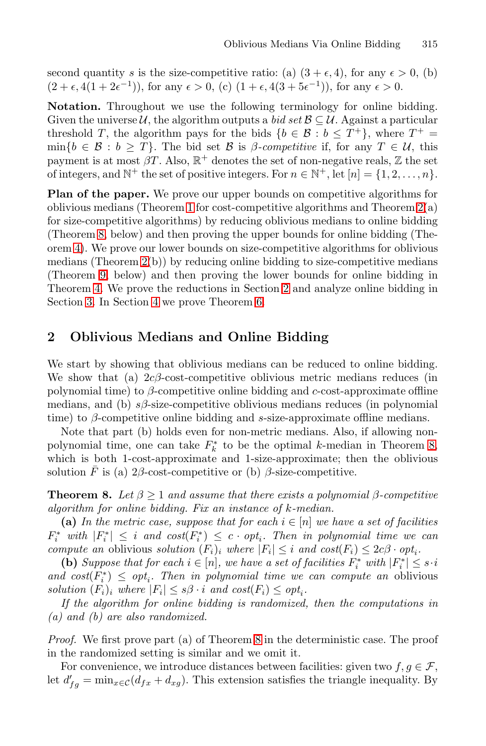second quantity $s$ is the size-competitive ratio: (a) $(3+\epsilon, 4)$, for any $\epsilon > 0$, (b) $(2+\epsilon, 4(1+2\epsilon^{-1}))$, for any $\epsilon > 0$, (c) $(1+\epsilon, 4(3+5\epsilon^{-1}))$, for any $\epsilon > 0$.

**Notation.** Throughout we use the following terminology for online bidding. Given the universe $\mathcal{U}$, the algorithm outputs a *bid set* $\mathcal{B} \subseteq \mathcal{U}$. Against a particular threshold $T$, the algorithm pays for the bids $\{b \in \mathcal{B} : b \leq T^+\}$, where $T^+ = \min\{b \in \mathcal{B} : b \geq T\}$. The bid set $\mathcal{B}$ is *$\beta$-competitive* if, for any $T \in \mathcal{U}$, this payment is at most $\beta T$. Also, $\mathbb{R}^+$ denotes the set of non-negative reals, $\mathbb{Z}$ the set of integers, and $\mathbb{N}^+$ the set of positive integers. For $n \in \mathbb{N}^+$, let $[n] = \{1, 2, \ldots, n\}$.

**Plan of the paper.** We prove our upper bounds on competitive algorithms for oblivious medians (Theorem 1 for cost-competitive algorithms and Theorem 2(a) for size-competitive algorithms) by reducing oblivious medians to online bidding (Theorem 8, below) and then proving the upper bounds for online bidding (Theorem 4). We prove our lower bounds on size-competitive algorithms for oblivious medians (Theorem 2(b)) by reducing online bidding to size-competitive medians (Theorem 9, below) and then proving the lower bounds for online bidding in Theorem 4. We prove the reductions in Section 2 and analyze online bidding in Section 3. In Section 4 we prove Theorem 6.

## 2 Oblivious Medians and Online Bidding

We start by showing that oblivious medians can be reduced to online bidding. We show that (a) $2c\beta$-cost-competitive oblivious metric medians reduces (in polynomial time) to $\beta$-competitive online bidding and $c$-cost-approximate offline medians, and (b) $s\beta$-size-competitive oblivious medians reduces (in polynomial time) to $\beta$-competitive online bidding and $s$-size-approximate offline medians.

Note that part (b) holds even for non-metric medians. Also, if allowing non-polynomial time, one can take $F_k^*$ to be the optimal $k$-median in Theorem 8, which is both 1-cost-approximate and 1-size-approximate; then the oblivious solution $\bar{F}$ is (a) $2\beta$-cost-competitive or (b) $\beta$-size-competitive.

**Theorem 8.** *Let $\beta \geq 1$ and assume that there exists a polynomial $\beta$-competitive algorithm for online bidding. Fix an instance of $k$-median.*

**(a)** *In the metric case, suppose that for each $i \in [n]$ we have a set of facilities $F_i^*$ with $|F_i^*| \leq i$ and $cost(F_i^*) \leq c \cdot opt_i$. Then in polynomial time we can compute an* oblivious *solution $(F_i)_i$ where $|F_i| \leq i$ and $cost(F_i) \leq 2c\beta \cdot opt_i$.*

**(b)** *Suppose that for each $i \in [n]$, we have a set of facilities $F_i^*$ with $|F_i^*| \leq s \cdot i$ and $cost(F_i^*) \leq opt_i$. Then in polynomial time we can compute an* oblivious *solution $(F_i)_i$ where $|F_i| \leq s\beta \cdot i$ and $cost(F_i) \leq opt_i$.*

*If the algorithm for online bidding is randomized, then the computations in (a) and (b) are also randomized.*

*Proof.* We first prove part (a) of Theorem 8 in the deterministic case. The proof in the randomized setting is similar and we omit it.

For convenience, we introduce distances between facilities: given two $f, g \in \mathcal{F}$, let $d'_{fg} = \min_{x \in \mathcal{C}}(d_{fx} + d_{xg})$. This extension satisfies the triangle inequality. By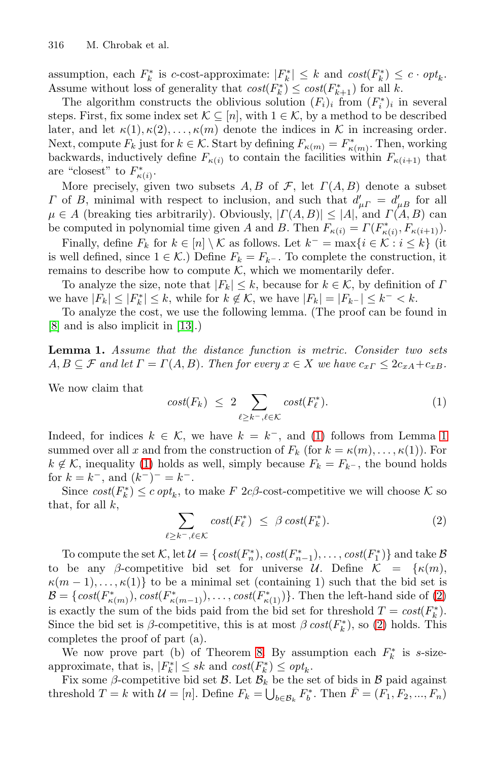assumption, each $F^*_k$ is $c$-cost-approximate: $|F^*_k| \le k$ and $cost(F^*_k) \le c \cdot opt_k$. Assume without loss of generality that $cost(F^*_k) \le cost(F^*_{k+1})$ for all $k$.

The algorithm constructs the oblivious solution $(F_i)_i$ from $(F^*_i)_i$ in several steps. First, fix some index set $\mathcal{K} \subseteq [n]$, with $1 \in \mathcal{K}$, by a method to be described later, and let $\kappa(1), \kappa(2), \ldots, \kappa(m)$ denote the indices in $\mathcal{K}$ in increasing order. Next, compute $F_k$ just for $k \in \mathcal{K}$. Start by defining $F_{\kappa(m)} = F^*_{\kappa(m)}$. Then, working backwards, inductively define $F_{\kappa(i)}$ to contain the facilities within $F_{\kappa(i+1)}$ that are "closest" to $F^*_{\kappa(i)}$.

More precisely, given two subsets $A, B$ of $\mathcal{F}$, let $\Gamma(A, B)$ denote a subset $\Gamma$ of $B$, minimal with respect to inclusion, and such that $d'_{\mu\Gamma} = d'_{\mu B}$ for all $\mu \in A$ (breaking ties arbitrarily). Obviously, $|\Gamma(A, B)| \le |A|$, and $\Gamma(A, B)$ can be computed in polynomial time given $A$ and $B$. Then $F_{\kappa(i)} = \Gamma(F^*_{\kappa(i)}, F_{\kappa(i+1)})$.

Finally, define $F_k$ for $k \in [n] \setminus \mathcal{K}$ as follows. Let $k^- = \max\{i \in \mathcal{K} : i \le k\}$ (it is well defined, since $1 \in \mathcal{K}$.) Define $F_k = F_{k^-}$. To complete the construction, it remains to describe how to compute $\mathcal{K}$, which we momentarily defer.

To analyze the size, note that $|F_k| \le k$, because for $k \in \mathcal{K}$, by definition of $\Gamma$ we have $|F_k| \le |F^*_k| \le k$, while for $k \notin \mathcal{K}$, we have $|F_k| = |F_{k^-}| \le k^- < k$.

To analyze the cost, we use the following lemma. (The proof can be found in [8] and is also implicit in [13].)

**Lemma 1.** *Assume that the distance function is metric. Consider two sets $A, B \subseteq \mathcal{F}$ and let $\Gamma = \Gamma(A, B)$. Then for every $x \in X$ we have $c_{x\Gamma} \le 2c_{xA} + c_{xB}$.*

We now claim that

$$cost(F_k) \;\le\; 2 \sum_{\ell \ge k^-, \ell \in \mathcal{K}} cost(F^*_\ell). \tag{1}$$

Indeed, for indices $k \in \mathcal{K}$, we have $k = k^-$, and (1) follows from Lemma 1 summed over all $x$ and from the construction of $F_k$ (for $k = \kappa(m), \ldots, \kappa(1)$). For $k \notin \mathcal{K}$, inequality (1) holds as well, simply because $F_k = F_{k^-}$, the bound holds for $k = k^-$, and $(k^-)^- = k^-$.

Since $cost(F^*_k) \le c\, opt_k$, to make $F$ $2c\beta$-cost-competitive we will choose $\mathcal{K}$ so that, for all $k$,

$$\sum_{\ell \ge k^-, \ell \in \mathcal{K}} cost(F^*_\ell) \;\le\; \beta\, cost(F^*_k). \tag{2}$$

To compute the set $\mathcal{K}$, let $\mathcal{U} = \{cost(F^*_n), cost(F^*_{n-1}), \ldots, cost(F^*_1)\}$ and take $\mathcal{B}$ to be any $\beta$-competitive bid set for universe $\mathcal{U}$. Define $\mathcal{K} = \{\kappa(m), \kappa(m-1), \ldots, \kappa(1)\}$ to be a minimal set (containing 1) such that the bid set is $\mathcal{B} = \{cost(F^*_{\kappa(m)}), cost(F^*_{\kappa(m-1)}), \ldots, cost(F^*_{\kappa(1)})\}$. Then the left-hand side of (2) is exactly the sum of the bids paid from the bid set for threshold $T = cost(F^*_k)$. Since the bid set is $\beta$-competitive, this is at most $\beta\, cost(F^*_k)$, so (2) holds. This completes the proof of part (a).

We now prove part (b) of Theorem 8. By assumption each $F^*_k$ is $s$-size-approximate, that is, $|F^*_k| \le sk$ and $cost(F^*_k) \le opt_k$.

Fix some $\beta$-competitive bid set $\mathcal{B}$. Let $\mathcal{B}_k$ be the set of bids in $\mathcal{B}$ paid against threshold $T = k$ with $\mathcal{U} = [n]$. Define $F_k = \bigcup_{b \in \mathcal{B}_k} F^*_b$. Then $\bar{F} = (F_1, F_2, ..., F_n)$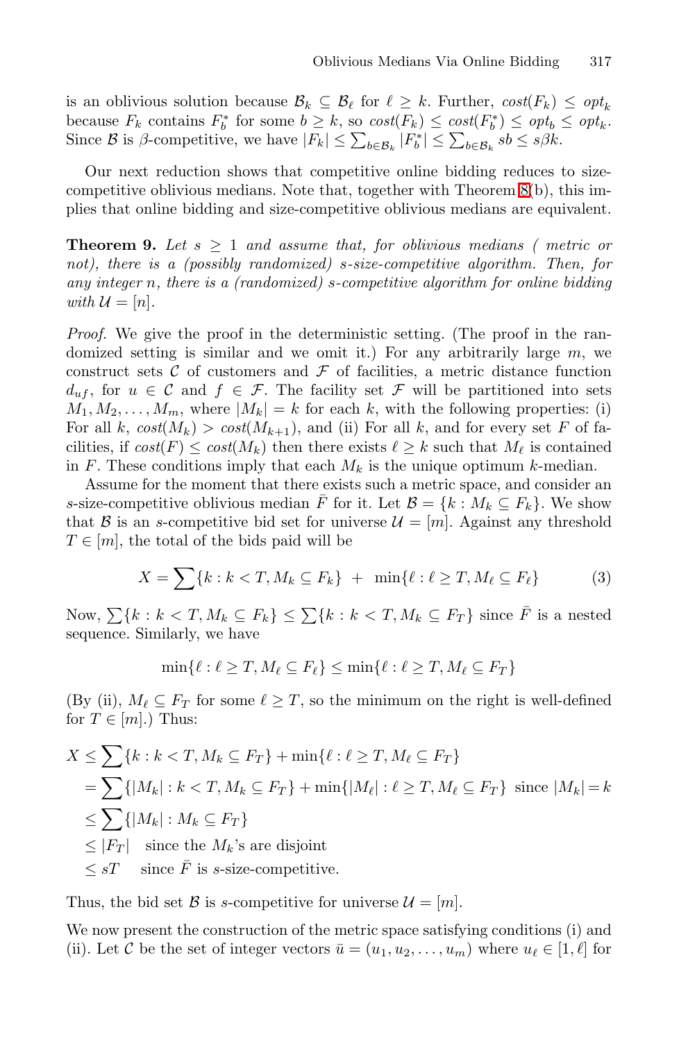is an oblivious solution because $\mathcal{B}_k \subseteq \mathcal{B}_\ell$ for $\ell \geq k$. Further, $cost(F_k) \leq opt_k$ because $F_k$ contains $F^*_b$ for some $b \geq k$, so $cost(F_k) \leq cost(F^*_b) \leq opt_b \leq opt_k$. Since $\mathcal{B}$ is $\beta$-competitive, we have $|F_k| \leq \sum_{b \in \mathcal{B}_k} |F^*_b| \leq \sum_{b \in \mathcal{B}_k} sb \leq s\beta k$.

Our next reduction shows that competitive online bidding reduces to size-competitive oblivious medians. Note that, together with Theorem 8(b), this implies that online bidding and size-competitive oblivious medians are equivalent.

**Theorem 9.** *Let $s \geq 1$ and assume that, for oblivious medians ( metric or not), there is a (possibly randomized) $s$-size-competitive algorithm. Then, for any integer $n$, there is a (randomized) $s$-competitive algorithm for online bidding with $\mathcal{U} = [n]$.*

*Proof.* We give the proof in the deterministic setting. (The proof in the randomized setting is similar and we omit it.) For any arbitrarily large $m$, we construct sets $\mathcal{C}$ of customers and $\mathcal{F}$ of facilities, a metric distance function $d_{uf}$, for $u \in \mathcal{C}$ and $f \in \mathcal{F}$. The facility set $\mathcal{F}$ will be partitioned into sets $M_1, M_2, \ldots, M_m$, where $|M_k| = k$ for each $k$, with the following properties: (i) For all $k$, $cost(M_k) > cost(M_{k+1})$, and (ii) For all $k$, and for every set $F$ of facilities, if $cost(F) \leq cost(M_k)$ then there exists $\ell \geq k$ such that $M_\ell$ is contained in $F$. These conditions imply that each $M_k$ is the unique optimum $k$-median.

Assume for the moment that there exists such a metric space, and consider an $s$-size-competitive oblivious median $\bar{F}$ for it. Let $\mathcal{B} = \{k : M_k \subseteq F_k\}$. We show that $\mathcal{B}$ is an $s$-competitive bid set for universe $\mathcal{U} = [m]$. Against any threshold $T \in [m]$, the total of the bids paid will be

$$X = \sum\{k : k < T, M_k \subseteq F_k\} \; + \; \min\{\ell : \ell \geq T, M_\ell \subseteq F_\ell\} \tag{3}$$

Now, $\sum\{k : k < T, M_k \subseteq F_k\} \leq \sum\{k : k < T, M_k \subseteq F_T\}$ since $\bar{F}$ is a nested sequence. Similarly, we have

$$\min\{\ell : \ell \geq T, M_\ell \subseteq F_\ell\} \leq \min\{\ell : \ell \geq T, M_\ell \subseteq F_T\}$$

(By (ii), $M_\ell \subseteq F_T$ for some $\ell \geq T$, so the minimum on the right is well-defined for $T \in [m]$.) Thus:

$$\begin{aligned}
X &\leq \sum\{k : k < T, M_k \subseteq F_T\} + \min\{\ell : \ell \geq T, M_\ell \subseteq F_T\} \\
&= \sum\{|M_k| : k < T, M_k \subseteq F_T\} + \min\{|M_\ell| : \ell \geq T, M_\ell \subseteq F_T\} \;\text{ since } |M_k| = k \\
&\leq \sum\{|M_k| : M_k \subseteq F_T\} \\
&\leq |F_T| \quad \text{since the } M_k\text{'s are disjoint} \\
&\leq sT \quad \text{since } \bar{F} \text{ is } s\text{-size-competitive.}
\end{aligned}$$

Thus, the bid set $\mathcal{B}$ is $s$-competitive for universe $\mathcal{U} = [m]$.

We now present the construction of the metric space satisfying conditions (i) and (ii). Let $\mathcal{C}$ be the set of integer vectors $\bar{u} = (u_1, u_2, \ldots, u_m)$ where $u_\ell \in [1, \ell]$ for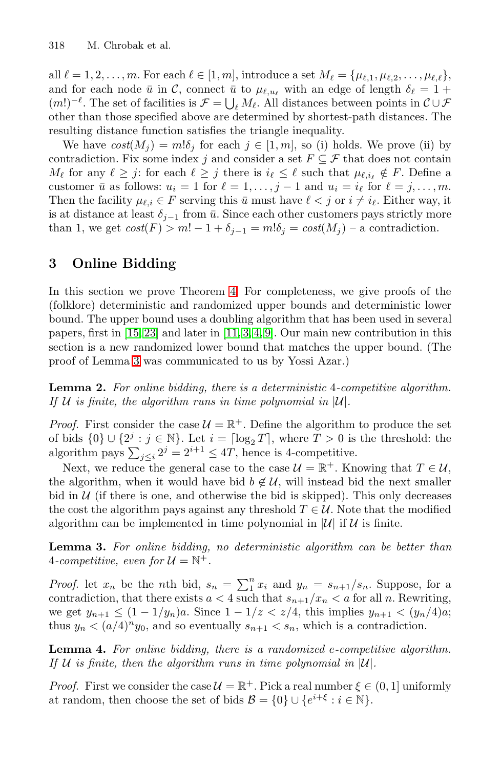all $\ell = 1, 2, \ldots, m$. For each $\ell \in [1, m]$, introduce a set $M_\ell = \{\mu_{\ell,1}, \mu_{\ell,2}, \ldots, \mu_{\ell,\ell}\}$, and for each node $\bar{u}$ in $\mathcal{C}$, connect $\bar{u}$ to $\mu_{\ell,u_\ell}$ with an edge of length $\delta_\ell = 1 + (m!)^{-\ell}$. The set of facilities is $\mathcal{F} = \bigcup_\ell M_\ell$. All distances between points in $\mathcal{C} \cup \mathcal{F}$ other than those specified above are determined by shortest-path distances. The resulting distance function satisfies the triangle inequality.

We have $cost(M_j) = m!\delta_j$ for each $j \in [1, m]$, so (i) holds. We prove (ii) by contradiction. Fix some index $j$ and consider a set $F \subseteq \mathcal{F}$ that does not contain $M_\ell$ for any $\ell \geq j$: for each $\ell \geq j$ there is $i_\ell \leq \ell$ such that $\mu_{\ell,i_\ell} \notin F$. Define a customer $\bar{u}$ as follows: $u_i = 1$ for $\ell = 1, \ldots, j-1$ and $u_i = i_\ell$ for $\ell = j, \ldots, m$. Then the facility $\mu_{\ell,i} \in F$ serving this $\bar{u}$ must have $\ell < j$ or $i \neq i_\ell$. Either way, it is at distance at least $\delta_{j-1}$ from $\bar{u}$. Since each other customers pays strictly more than 1, we get $cost(F) > m! - 1 + \delta_{j-1} = m!\delta_j = cost(M_j)$ – a contradiction.

## 3 Online Bidding

In this section we prove Theorem 4. For completeness, we give proofs of the (folklore) deterministic and randomized upper bounds and deterministic lower bound. The upper bound uses a doubling algorithm that has been used in several papers, first in [15,23] and later in [11,3,4,9]. Our main new contribution in this section is a new randomized lower bound that matches the upper bound. (The proof of Lemma 3 was communicated to us by Yossi Azar.)

**Lemma 2.** *For online bidding, there is a deterministic 4-competitive algorithm. If $\mathcal{U}$ is finite, the algorithm runs in time polynomial in $|\mathcal{U}|$.*

*Proof.* First consider the case $\mathcal{U} = \mathbb{R}^+$. Define the algorithm to produce the set of bids $\{0\} \cup \{2^j : j \in \mathbb{N}\}$. Let $i = \lceil \log_2 T \rceil$, where $T > 0$ is the threshold: the algorithm pays $\sum_{j \leq i} 2^j = 2^{i+1} \leq 4T$, hence is 4-competitive.

Next, we reduce the general case to the case $\mathcal{U} = \mathbb{R}^+$. Knowing that $T \in \mathcal{U}$, the algorithm, when it would have bid $b \notin \mathcal{U}$, will instead bid the next smaller bid in $\mathcal{U}$ (if there is one, and otherwise the bid is skipped). This only decreases the cost the algorithm pays against any threshold $T \in \mathcal{U}$. Note that the modified algorithm can be implemented in time polynomial in $|\mathcal{U}|$ if $\mathcal{U}$ is finite.

**Lemma 3.** *For online bidding, no deterministic algorithm can be better than 4-competitive, even for $\mathcal{U} = \mathbb{N}^+$.*

*Proof.* let $x_n$ be the $n$th bid, $s_n = \sum_1^n x_i$ and $y_n = s_{n+1}/s_n$. Suppose, for a contradiction, that there exists $a < 4$ such that $s_{n+1}/x_n < a$ for all $n$. Rewriting, we get $y_{n+1} \leq (1 - 1/y_n)a$. Since $1 - 1/z < z/4$, this implies $y_{n+1} < (y_n/4)a$; thus $y_n < (a/4)^n y_0$, and so eventually $s_{n+1} < s_n$, which is a contradiction.

**Lemma 4.** *For online bidding, there is a randomized e-competitive algorithm. If $\mathcal{U}$ is finite, then the algorithm runs in time polynomial in $|\mathcal{U}|$.*

*Proof.* First we consider the case $\mathcal{U} = \mathbb{R}^+$. Pick a real number $\xi \in (0, 1]$ uniformly at random, then choose the set of bids $\mathcal{B} = \{0\} \cup \{e^{i+\xi} : i \in \mathbb{N}\}$.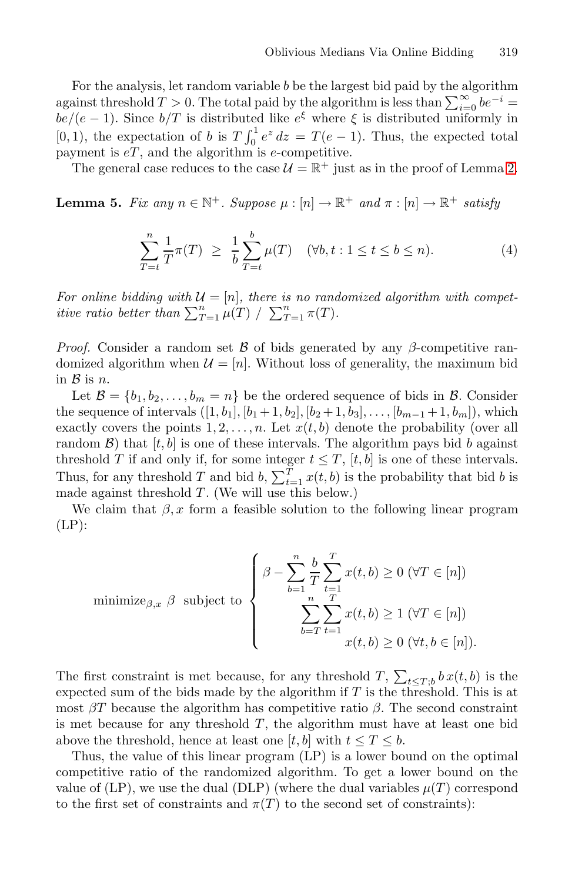For the analysis, let random variable $b$ be the largest bid paid by the algorithm against threshold $T > 0$. The total paid by the algorithm is less than $\sum_{i=0}^{\infty} be^{-i} = be/(e-1)$. Since $b/T$ is distributed like $e^{\xi}$ where $\xi$ is distributed uniformly in $[0,1)$, the expectation of $b$ is $T\int_0^1 e^z \, dz = T(e-1)$. Thus, the expected total payment is $eT$, and the algorithm is $e$-competitive.

The general case reduces to the case $\mathcal{U} = \mathbb{R}^+$ just as in the proof of Lemma 2.

**Lemma 5.** *Fix any $n \in \mathbb{N}^+$. Suppose $\mu : [n] \to \mathbb{R}^+$ and $\pi : [n] \to \mathbb{R}^+$ satisfy*

$$\sum_{T=t}^{n} \frac{1}{T}\pi(T) \;\geq\; \frac{1}{b}\sum_{T=t}^{b} \mu(T) \quad (\forall b, t : 1 \leq t \leq b \leq n). \tag{4}$$

*For online bidding with $\mathcal{U} = [n]$, there is no randomized algorithm with competitive ratio better than $\sum_{T=1}^{n} \mu(T) \;/\; \sum_{T=1}^{n} \pi(T)$.*

*Proof.* Consider a random set $\mathcal{B}$ of bids generated by any $\beta$-competitive randomized algorithm when $\mathcal{U} = [n]$. Without loss of generality, the maximum bid in $\mathcal{B}$ is $n$.

Let $\mathcal{B} = \{b_1, b_2, \ldots, b_m = n\}$ be the ordered sequence of bids in $\mathcal{B}$. Consider the sequence of intervals $([1, b_1], [b_1+1, b_2], [b_2+1, b_3], \ldots, [b_{m-1}+1, b_m])$, which exactly covers the points $1, 2, \ldots, n$. Let $x(t, b)$ denote the probability (over all random $\mathcal{B}$) that $[t, b]$ is one of these intervals. The algorithm pays bid $b$ against threshold $T$ if and only if, for some integer $t \leq T$, $[t, b]$ is one of these intervals. Thus, for any threshold $T$ and bid $b$, $\sum_{t=1}^{T} x(t, b)$ is the probability that bid $b$ is made against threshold $T$. (We will use this below.)

We claim that $\beta, x$ form a feasible solution to the following linear program (LP):

$$\text{minimize}_{\beta,x} \; \beta \;\; \text{subject to} \;\; \begin{cases} \beta - \displaystyle\sum_{b=1}^{n} \frac{b}{T} \sum_{t=1}^{T} x(t,b) \geq 0 \;(\forall T \in [n]) \\ \displaystyle\sum_{b=T}^{n} \sum_{t=1}^{T} x(t,b) \geq 1 \;(\forall T \in [n]) \\ x(t,b) \geq 0 \;(\forall t, b \in [n]). \end{cases}$$

The first constraint is met because, for any threshold $T$, $\sum_{t \leq T; b} b\, x(t,b)$ is the expected sum of the bids made by the algorithm if $T$ is the threshold. This is at most $\beta T$ because the algorithm has competitive ratio $\beta$. The second constraint is met because for any threshold $T$, the algorithm must have at least one bid above the threshold, hence at least one $[t, b]$ with $t \leq T \leq b$.

Thus, the value of this linear program (LP) is a lower bound on the optimal competitive ratio of the randomized algorithm. To get a lower bound on the value of (LP), we use the dual (DLP) (where the dual variables $\mu(T)$ correspond to the first set of constraints and $\pi(T)$ to the second set of constraints):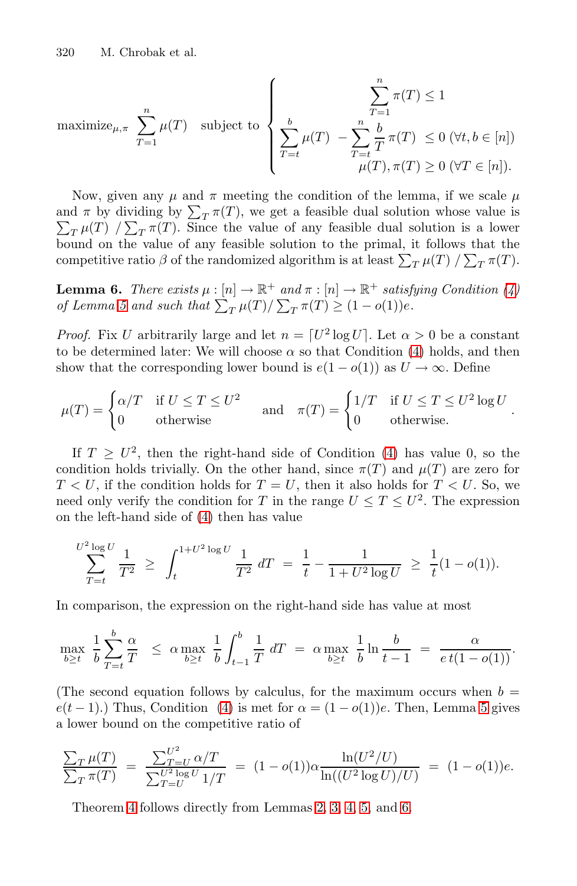$$
\text{maximize}_{\mu,\pi} \sum_{T=1}^{n} \mu(T) \quad \text{subject to} \quad \begin{cases} \displaystyle\sum_{T=1}^{n} \pi(T) \le 1 \\ \displaystyle\sum_{T=t}^{b} \mu(T) \; - \sum_{T=t}^{n} \frac{b}{T}\,\pi(T) \;\le 0 \; (\forall t, b \in [n]) \\ \mu(T), \pi(T) \ge 0 \; (\forall T \in [n]). \end{cases}
$$

Now, given any $\mu$ and $\pi$ meeting the condition of the lemma, if we scale $\mu$ and $\pi$ by dividing by $\sum_T \pi(T)$, we get a feasible dual solution whose value is $\sum_T \mu(T) \,/\, \sum_T \pi(T)$. Since the value of any feasible dual solution is a lower bound on the value of any feasible solution to the primal, it follows that the competitive ratio $\beta$ of the randomized algorithm is at least $\sum_T \mu(T) \,/\, \sum_T \pi(T)$.

**Lemma 6.** *There exists $\mu : [n] \to \mathbb{R}^+$ and $\pi : [n] \to \mathbb{R}^+$ satisfying Condition (4) of Lemma 5 and such that $\sum_T \mu(T)/\sum_T \pi(T) \ge (1 - o(1))e$.*

*Proof.* Fix $U$ arbitrarily large and let $n = \lceil U^2 \log U \rceil$. Let $\alpha > 0$ be a constant to be determined later: We will choose $\alpha$ so that Condition (4) holds, and then show that the corresponding lower bound is $e(1 - o(1))$ as $U \to \infty$. Define

$$
\mu(T) = \begin{cases} \alpha/T & \text{if } U \le T \le U^2 \\ 0 & \text{otherwise} \end{cases} \quad \text{and} \quad \pi(T) = \begin{cases} 1/T & \text{if } U \le T \le U^2 \log U \\ 0 & \text{otherwise.} \end{cases}
$$

If $T \ge U^2$, then the right-hand side of Condition (4) has value 0, so the condition holds trivially. On the other hand, since $\pi(T)$ and $\mu(T)$ are zero for $T < U$, if the condition holds for $T = U$, then it also holds for $T < U$. So, we need only verify the condition for $T$ in the range $U \le T \le U^2$. The expression on the left-hand side of (4) then has value

$$
\sum_{T=t}^{U^2 \log U} \frac{1}{T^2} \;\ge\; \int_t^{1+U^2 \log U} \frac{1}{T^2}\, dT \;=\; \frac{1}{t} - \frac{1}{1 + U^2 \log U} \;\ge\; \frac{1}{t}(1 - o(1)).
$$

In comparison, the expression on the right-hand side has value at most

$$
\max_{b \ge t} \frac{1}{b} \sum_{T=t}^{b} \frac{\alpha}{T} \;\le\; \alpha \max_{b \ge t} \frac{1}{b} \int_{t-1}^{b} \frac{1}{T}\, dT \;=\; \alpha \max_{b \ge t} \frac{1}{b} \ln \frac{b}{t-1} \;=\; \frac{\alpha}{e\, t(1 - o(1))}.
$$

(The second equation follows by calculus, for the maximum occurs when $b = e(t-1)$.) Thus, Condition (4) is met for $\alpha = (1 - o(1))e$. Then, Lemma 5 gives a lower bound on the competitive ratio of

$$
\frac{\sum_T \mu(T)}{\sum_T \pi(T)} \;=\; \frac{\sum_{T=U}^{U^2} \alpha/T}{\sum_{T=U}^{U^2 \log U} 1/T} \;=\; (1 - o(1))\alpha \frac{\ln(U^2/U)}{\ln((U^2 \log U)/U)} \;=\; (1 - o(1))e.
$$

Theorem 4 follows directly from Lemmas 2, 3, 4, 5, and 6.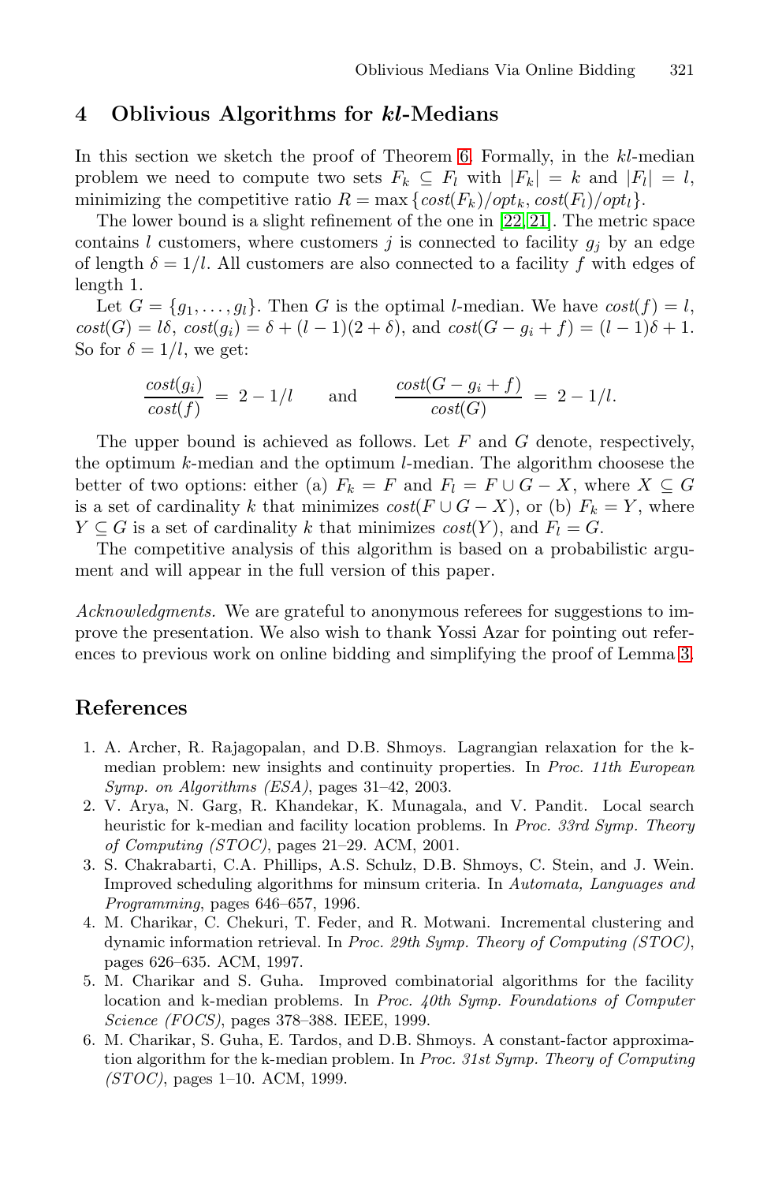## 4 Oblivious Algorithms for *kl*-Medians

In this section we sketch the proof of Theorem 6. Formally, in the $kl$-median problem we need to compute two sets $F_k \subseteq F_l$ with $|F_k| = k$ and $|F_l| = l$, minimizing the competitive ratio $R = \max\{cost(F_k)/opt_k, cost(F_l)/opt_l\}$.

The lower bound is a slight refinement of the one in [22, 21]. The metric space contains $l$ customers, where customers $j$ is connected to facility $g_j$ by an edge of length $\delta = 1/l$. All customers are also connected to a facility $f$ with edges of length 1.

Let $G = \{g_1, \ldots, g_l\}$. Then $G$ is the optimal $l$-median. We have $cost(f) = l$, $cost(G) = l\delta$, $cost(g_i) = \delta + (l-1)(2+\delta)$, and $cost(G - g_i + f) = (l-1)\delta + 1$. So for $\delta = 1/l$, we get:

$$\frac{cost(g_i)}{cost(f)} \;=\; 2 - 1/l \qquad \text{and} \qquad \frac{cost(G - g_i + f)}{cost(G)} \;=\; 2 - 1/l.$$

The upper bound is achieved as follows. Let $F$ and $G$ denote, respectively, the optimum $k$-median and the optimum $l$-median. The algorithm choosese the better of two options: either (a) $F_k = F$ and $F_l = F \cup G - X$, where $X \subseteq G$ is a set of cardinality $k$ that minimizes $cost(F \cup G - X)$, or (b) $F_k = Y$, where $Y \subseteq G$ is a set of cardinality $k$ that minimizes $cost(Y)$, and $F_l = G$.

The competitive analysis of this algorithm is based on a probabilistic argument and will appear in the full version of this paper.

*Acknowledgments.* We are grateful to anonymous referees for suggestions to improve the presentation. We also wish to thank Yossi Azar for pointing out references to previous work on online bidding and simplifying the proof of Lemma 3.

## References

1. A. Archer, R. Rajagopalan, and D.B. Shmoys. Lagrangian relaxation for the k-median problem: new insights and continuity properties. In *Proc. 11th European Symp. on Algorithms (ESA)*, pages 31–42, 2003.
2. V. Arya, N. Garg, R. Khandekar, K. Munagala, and V. Pandit. Local search heuristic for k-median and facility location problems. In *Proc. 33rd Symp. Theory of Computing (STOC)*, pages 21–29. ACM, 2001.
3. S. Chakrabarti, C.A. Phillips, A.S. Schulz, D.B. Shmoys, C. Stein, and J. Wein. Improved scheduling algorithms for minsum criteria. In *Automata, Languages and Programming*, pages 646–657, 1996.
4. M. Charikar, C. Chekuri, T. Feder, and R. Motwani. Incremental clustering and dynamic information retrieval. In *Proc. 29th Symp. Theory of Computing (STOC)*, pages 626–635. ACM, 1997.
5. M. Charikar and S. Guha. Improved combinatorial algorithms for the facility location and k-median problems. In *Proc. 40th Symp. Foundations of Computer Science (FOCS)*, pages 378–388. IEEE, 1999.
6. M. Charikar, S. Guha, E. Tardos, and D.B. Shmoys. A constant-factor approximation algorithm for the k-median problem. In *Proc. 31st Symp. Theory of Computing (STOC)*, pages 1–10. ACM, 1999.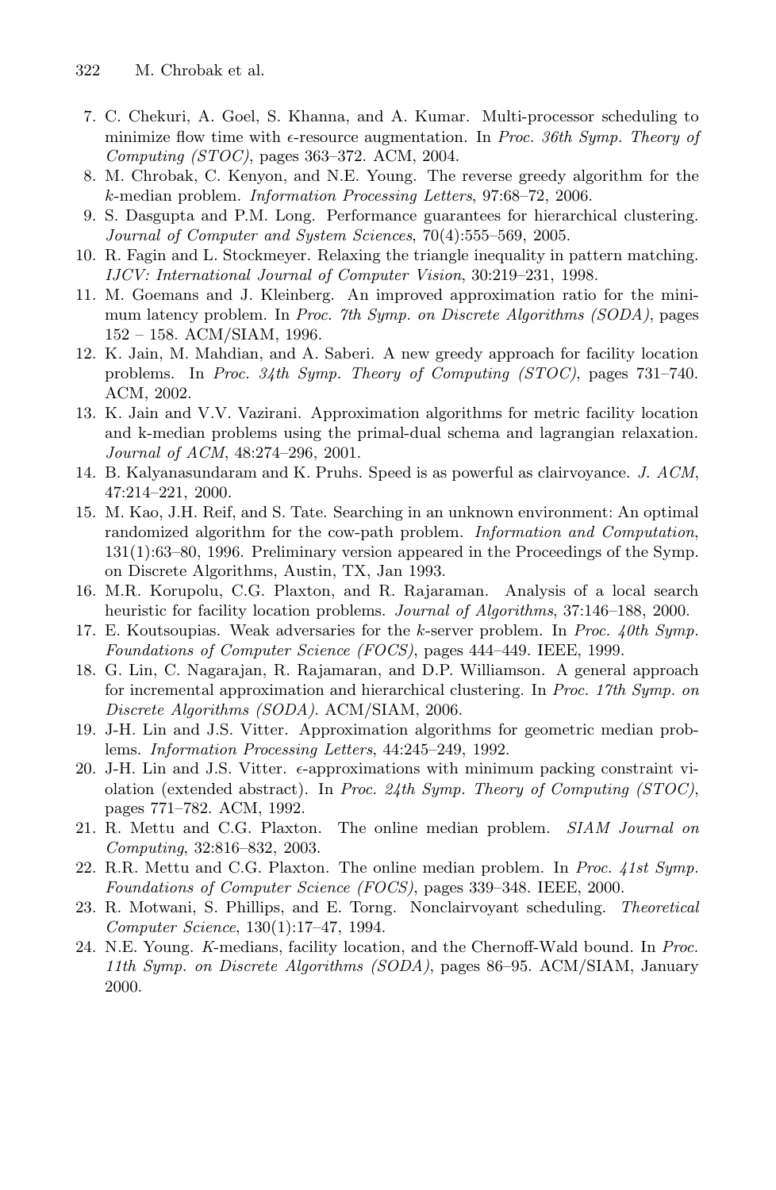7. C. Chekuri, A. Goel, S. Khanna, and A. Kumar. Multi-processor scheduling to minimize flow time with $\epsilon$-resource augmentation. In *Proc. 36th Symp. Theory of Computing (STOC)*, pages 363–372. ACM, 2004.
8. M. Chrobak, C. Kenyon, and N.E. Young. The reverse greedy algorithm for the $k$-median problem. *Information Processing Letters*, 97:68–72, 2006.
9. S. Dasgupta and P.M. Long. Performance guarantees for hierarchical clustering. *Journal of Computer and System Sciences*, 70(4):555–569, 2005.
10. R. Fagin and L. Stockmeyer. Relaxing the triangle inequality in pattern matching. *IJCV: International Journal of Computer Vision*, 30:219–231, 1998.
11. M. Goemans and J. Kleinberg. An improved approximation ratio for the minimum latency problem. In *Proc. 7th Symp. on Discrete Algorithms (SODA)*, pages 152 – 158. ACM/SIAM, 1996.
12. K. Jain, M. Mahdian, and A. Saberi. A new greedy approach for facility location problems. In *Proc. 34th Symp. Theory of Computing (STOC)*, pages 731–740. ACM, 2002.
13. K. Jain and V.V. Vazirani. Approximation algorithms for metric facility location and k-median problems using the primal-dual schema and lagrangian relaxation. *Journal of ACM*, 48:274–296, 2001.
14. B. Kalyanasundaram and K. Pruhs. Speed is as powerful as clairvoyance. *J. ACM*, 47:214–221, 2000.
15. M. Kao, J.H. Reif, and S. Tate. Searching in an unknown environment: An optimal randomized algorithm for the cow-path problem. *Information and Computation*, 131(1):63–80, 1996. Preliminary version appeared in the Proceedings of the Symp. on Discrete Algorithms, Austin, TX, Jan 1993.
16. M.R. Korupolu, C.G. Plaxton, and R. Rajaraman. Analysis of a local search heuristic for facility location problems. *Journal of Algorithms*, 37:146–188, 2000.
17. E. Koutsoupias. Weak adversaries for the $k$-server problem. In *Proc. 40th Symp. Foundations of Computer Science (FOCS)*, pages 444–449. IEEE, 1999.
18. G. Lin, C. Nagarajan, R. Rajamaran, and D.P. Williamson. A general approach for incremental approximation and hierarchical clustering. In *Proc. 17th Symp. on Discrete Algorithms (SODA)*. ACM/SIAM, 2006.
19. J-H. Lin and J.S. Vitter. Approximation algorithms for geometric median problems. *Information Processing Letters*, 44:245–249, 1992.
20. J-H. Lin and J.S. Vitter. $\epsilon$-approximations with minimum packing constraint violation (extended abstract). In *Proc. 24th Symp. Theory of Computing (STOC)*, pages 771–782. ACM, 1992.
21. R. Mettu and C.G. Plaxton. The online median problem. *SIAM Journal on Computing*, 32:816–832, 2003.
22. R.R. Mettu and C.G. Plaxton. The online median problem. In *Proc. 41st Symp. Foundations of Computer Science (FOCS)*, pages 339–348. IEEE, 2000.
23. R. Motwani, S. Phillips, and E. Torng. Nonclairvoyant scheduling. *Theoretical Computer Science*, 130(1):17–47, 1994.
24. N.E. Young. $K$-medians, facility location, and the Chernoff-Wald bound. In *Proc. 11th Symp. on Discrete Algorithms (SODA)*, pages 86–95. ACM/SIAM, January 2000.